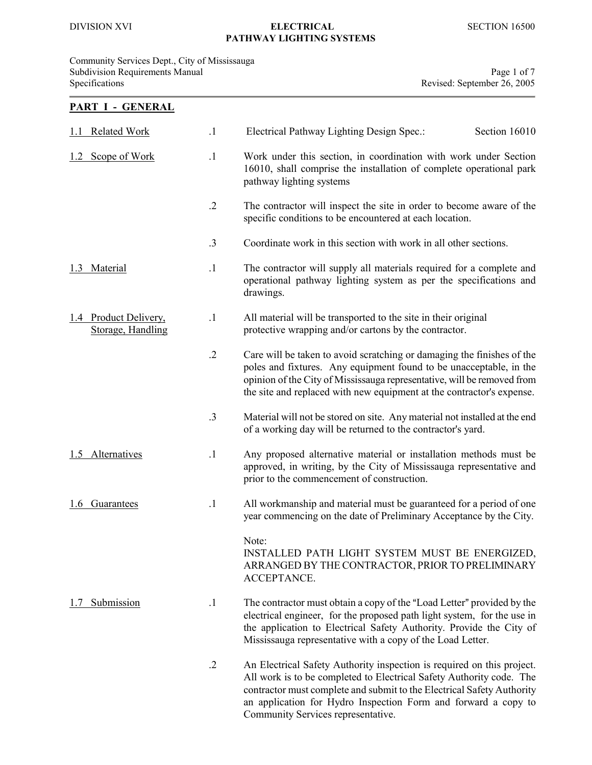## PART I - GENERAL

**1.1 Related Work**

.1 Electrical Pathway Lighting Design Spec.: Section 16010

**1.2 Scope of Work**

.1 Work under this section, in coordination with work under Section 16010, shall comprise the installation of complete operational park pathway lighting systems

.2 The contractor will inspect the site in order to become aware of the specific conditions to be encountered at each location.

.3 Coordinate work in this section with work in all other sections.

**1.3 Material**

.1 The contractor will supply all materials required for a complete and operational pathway lighting system as per the specifications and drawings.

**1.4 Product Delivery, Storage, Handling**

.1 All material will be transported to the site in their original protective wrapping and/or cartons by the contractor.

.2 Care will be taken to avoid scratching or damaging the finishes of the poles and fixtures. Any equipment found to be unacceptable, in the opinion of the City of Mississauga representative, will be removed from the site and replaced with new equipment at the contractor's expense.

.3 Material will not be stored on site. Any material not installed at the end of a working day will be returned to the contractor's yard.

**1.5 Alternatives**

.1 Any proposed alternative material or installation methods must be approved, in writing, by the City of Mississauga representative and prior to the commencement of construction.

**1.6 Guarantees**

.1 All workmanship and material must be guaranteed for a period of one year commencing on the date of Preliminary Acceptance by the City.

Note:
INSTALLED PATH LIGHT SYSTEM MUST BE ENERGIZED, ARRANGED BY THE CONTRACTOR, PRIOR TO PRELIMINARY ACCEPTANCE.

**1.7 Submission**

.1 The contractor must obtain a copy of the "Load Letter" provided by the electrical engineer, for the proposed path light system, for the use in the application to Electrical Safety Authority. Provide the City of Mississauga representative with a copy of the Load Letter.

.2 An Electrical Safety Authority inspection is required on this project. All work is to be completed to Electrical Safety Authority code. The contractor must complete and submit to the Electrical Safety Authority an application for Hydro Inspection Form and forward a copy to Community Services representative.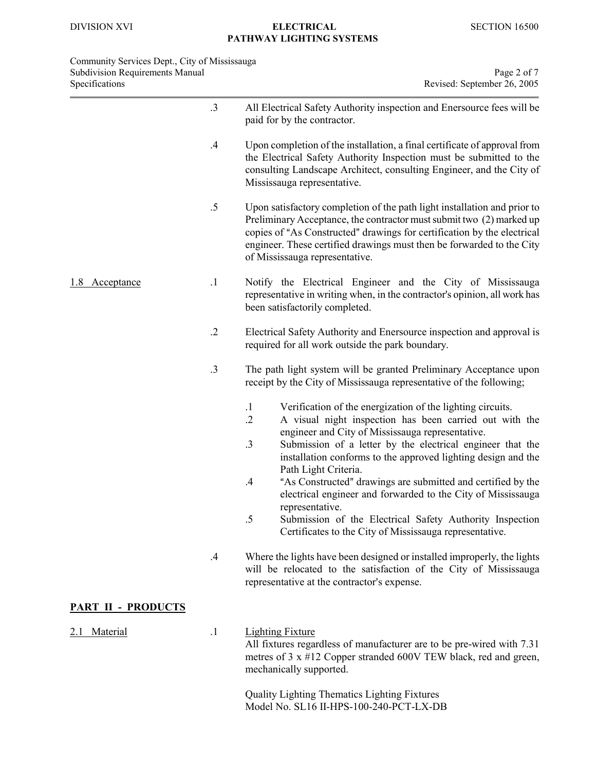.3 All Electrical Safety Authority inspection and Enersource fees will be paid for by the contractor.

.4 Upon completion of the installation, a final certificate of approval from the Electrical Safety Authority Inspection must be submitted to the consulting Landscape Architect, consulting Engineer, and the City of Mississauga representative.

.5 Upon satisfactory completion of the path light installation and prior to Preliminary Acceptance, the contractor must submit two (2) marked up copies of "As Constructed" drawings for certification by the electrical engineer. These certified drawings must then be forwarded to the City of Mississauga representative.

**1.8 Acceptance**

.1 Notify the Electrical Engineer and the City of Mississauga representative in writing when, in the contractor's opinion, all work has been satisfactorily completed.

.2 Electrical Safety Authority and Enersource inspection and approval is required for all work outside the park boundary.

.3 The path light system will be granted Preliminary Acceptance upon receipt by the City of Mississauga representative of the following;

- .1 Verification of the energization of the lighting circuits.
- .2 A visual night inspection has been carried out with the engineer and City of Mississauga representative.
- .3 Submission of a letter by the electrical engineer that the installation conforms to the approved lighting design and the Path Light Criteria.
- .4 "As Constructed" drawings are submitted and certified by the electrical engineer and forwarded to the City of Mississauga representative.
- .5 Submission of the Electrical Safety Authority Inspection Certificates to the City of Mississauga representative.

.4 Where the lights have been designed or installed improperly, the lights will be relocated to the satisfaction of the City of Mississauga representative at the contractor's expense.

## PART II - PRODUCTS

**2.1 Material**

.1 Lighting Fixture
All fixtures regardless of manufacturer are to be pre-wired with 7.31 metres of 3 x #12 Copper stranded 600V TEW black, red and green, mechanically supported.

Quality Lighting Thematics Lighting Fixtures
Model No. SL16 II-HPS-100-240-PCT-LX-DB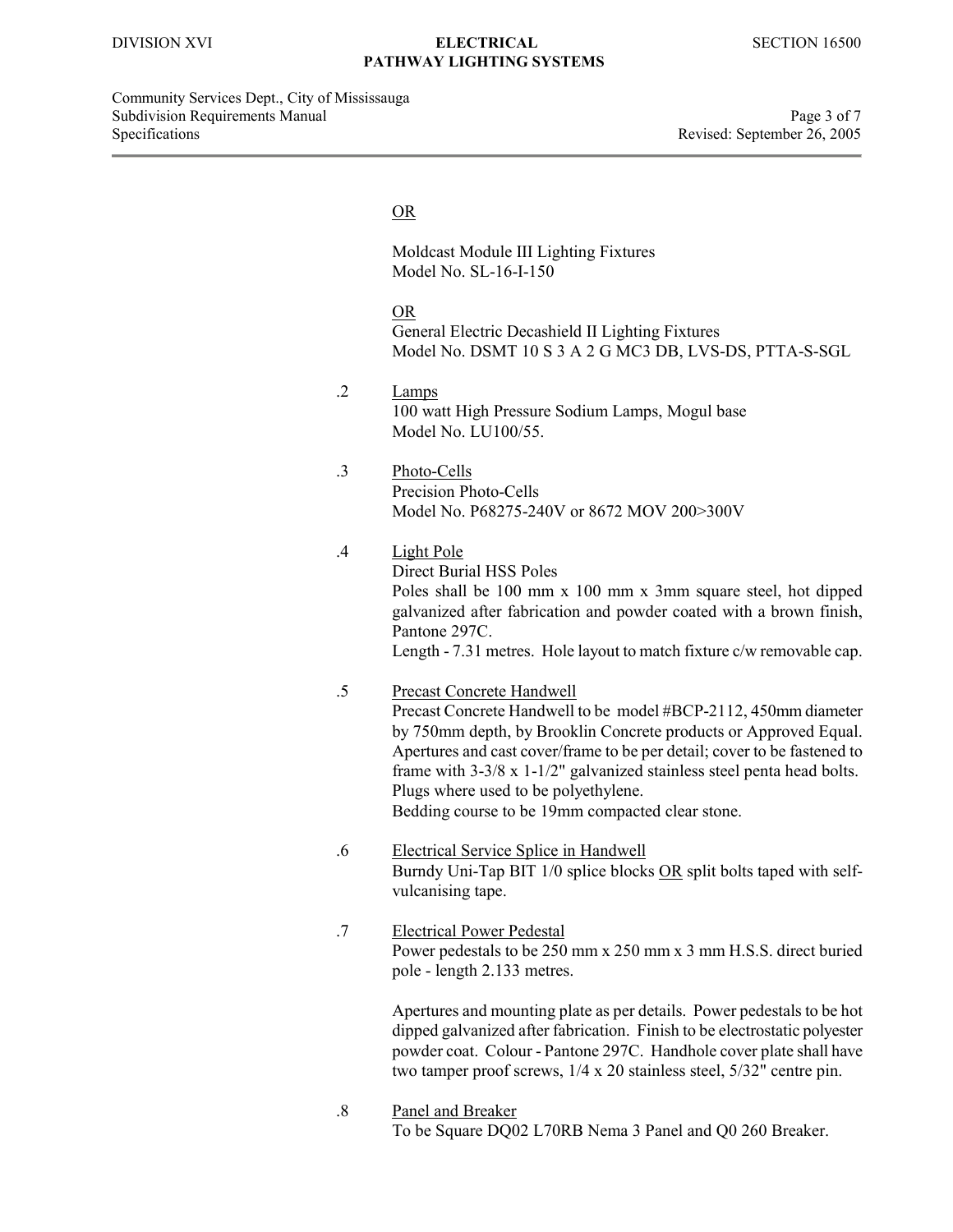OR

Moldcast Module III Lighting Fixtures
Model No. SL-16-I-150

OR
General Electric Decashield II Lighting Fixtures
Model No. DSMT 10 S 3 A 2 G MC3 DB, LVS-DS, PTTA-S-SGL

.2 Lamps
100 watt High Pressure Sodium Lamps, Mogul base
Model No. LU100/55.

.3 Photo-Cells
Precision Photo-Cells
Model No. P68275-240V or 8672 MOV 200>300V

.4 Light Pole
Direct Burial HSS Poles
Poles shall be 100 mm x 100 mm x 3mm square steel, hot dipped galvanized after fabrication and powder coated with a brown finish, Pantone 297C.
Length - 7.31 metres. Hole layout to match fixture c/w removable cap.

.5 Precast Concrete Handwell
Precast Concrete Handwell to be model #BCP-2112, 450mm diameter by 750mm depth, by Brooklin Concrete products or Approved Equal. Apertures and cast cover/frame to be per detail; cover to be fastened to frame with 3-3/8 x 1-1/2" galvanized stainless steel penta head bolts. Plugs where used to be polyethylene.
Bedding course to be 19mm compacted clear stone.

.6 Electrical Service Splice in Handwell
Burndy Uni-Tap BIT 1/0 splice blocks OR split bolts taped with self-vulcanising tape.

.7 Electrical Power Pedestal
Power pedestals to be 250 mm x 250 mm x 3 mm H.S.S. direct buried pole - length 2.133 metres.

Apertures and mounting plate as per details. Power pedestals to be hot dipped galvanized after fabrication. Finish to be electrostatic polyester powder coat. Colour - Pantone 297C. Handhole cover plate shall have two tamper proof screws, 1/4 x 20 stainless steel, 5/32" centre pin.

.8 Panel and Breaker
To be Square DQ02 L70RB Nema 3 Panel and Q0 260 Breaker.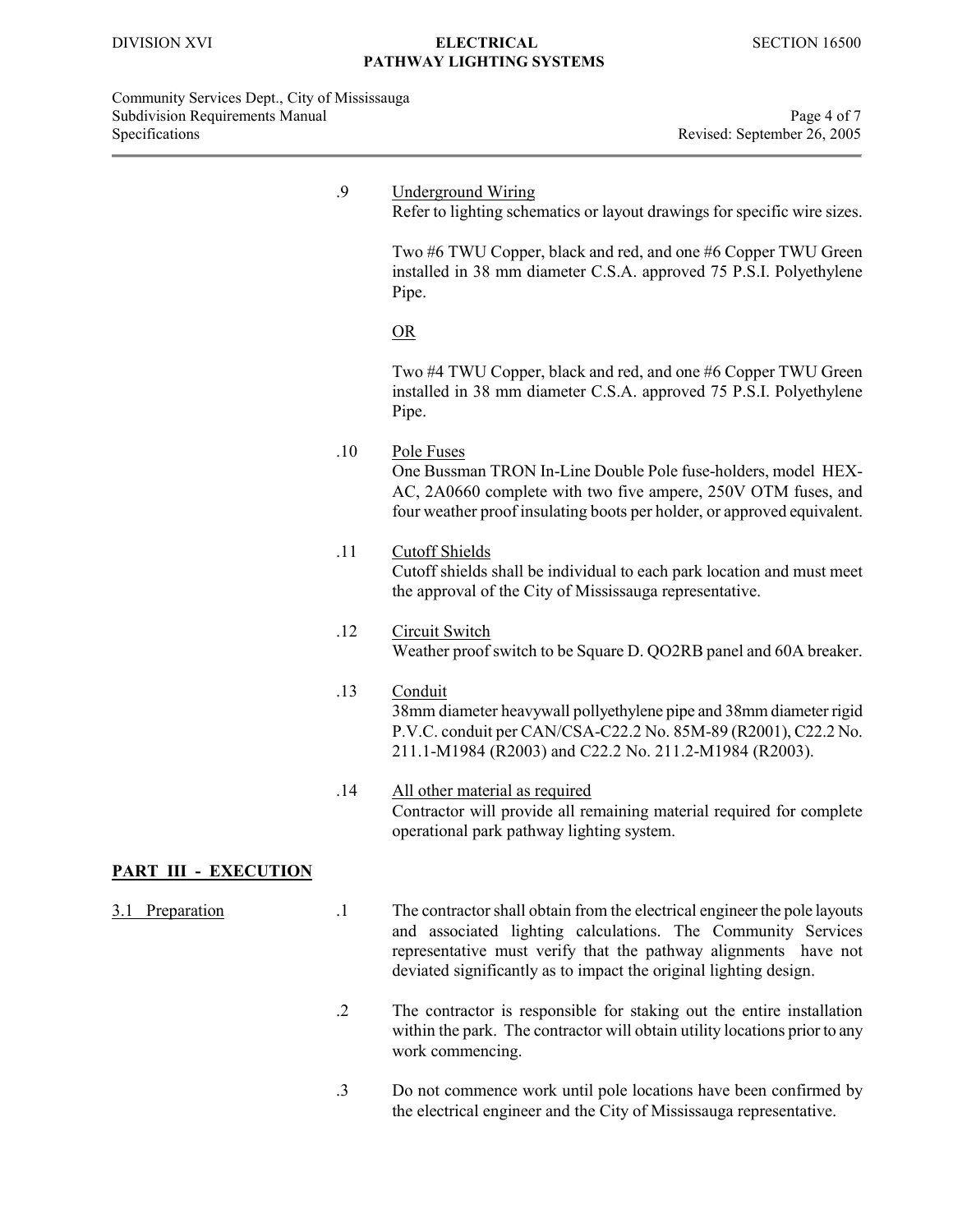.9 Underground Wiring

Refer to lighting schematics or layout drawings for specific wire sizes.

Two #6 TWU Copper, black and red, and one #6 Copper TWU Green installed in 38 mm diameter C.S.A. approved 75 P.S.I. Polyethylene Pipe.

OR

Two #4 TWU Copper, black and red, and one #6 Copper TWU Green installed in 38 mm diameter C.S.A. approved 75 P.S.I. Polyethylene Pipe.

.10 Pole Fuses

One Bussman TRON In-Line Double Pole fuse-holders, model HEX-AC, 2A0660 complete with two five ampere, 250V OTM fuses, and four weather proof insulating boots per holder, or approved equivalent.

.11 Cutoff Shields

Cutoff shields shall be individual to each park location and must meet the approval of the City of Mississauga representative.

.12 Circuit Switch

Weather proof switch to be Square D. QO2RB panel and 60A breaker.

.13 Conduit

38mm diameter heavywall pollyethylene pipe and 38mm diameter rigid P.V.C. conduit per CAN/CSA-C22.2 No. 85M-89 (R2001), C22.2 No. 211.1-M1984 (R2003) and C22.2 No. 211.2-M1984 (R2003).

.14 All other material as required

Contractor will provide all remaining material required for complete operational park pathway lighting system.

## PART III - EXECUTION

### 3.1 Preparation

.1 The contractor shall obtain from the electrical engineer the pole layouts and associated lighting calculations. The Community Services representative must verify that the pathway alignments have not deviated significantly as to impact the original lighting design.

.2 The contractor is responsible for staking out the entire installation within the park. The contractor will obtain utility locations prior to any work commencing.

.3 Do not commence work until pole locations have been confirmed by the electrical engineer and the City of Mississauga representative.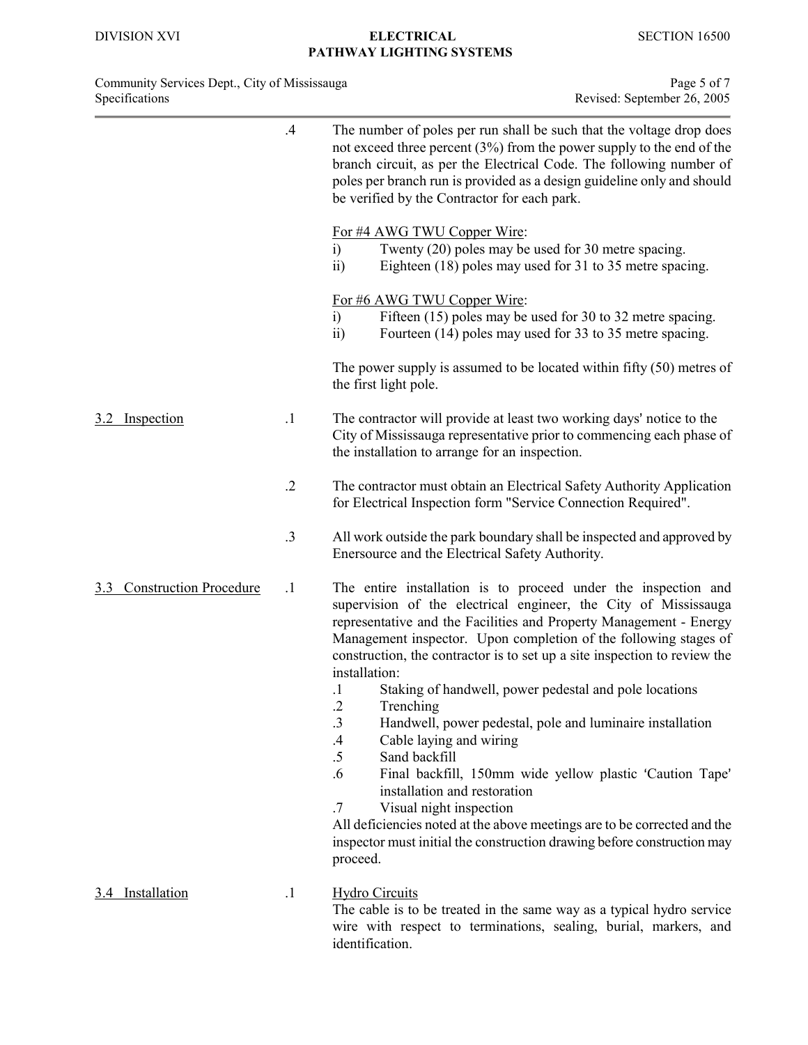.4 The number of poles per run shall be such that the voltage drop does not exceed three percent (3%) from the power supply to the end of the branch circuit, as per the Electrical Code. The following number of poles per branch run is provided as a design guideline only and should be verified by the Contractor for each park.

For #4 AWG TWU Copper Wire:

i) Twenty (20) poles may be used for 30 metre spacing.
ii) Eighteen (18) poles may used for 31 to 35 metre spacing.

For #6 AWG TWU Copper Wire:

i) Fifteen (15) poles may be used for 30 to 32 metre spacing.
ii) Fourteen (14) poles may used for 33 to 35 metre spacing.

The power supply is assumed to be located within fifty (50) metres of the first light pole.

## 3.2 Inspection

.1 The contractor will provide at least two working days' notice to the City of Mississauga representative prior to commencing each phase of the installation to arrange for an inspection.

.2 The contractor must obtain an Electrical Safety Authority Application for Electrical Inspection form "Service Connection Required".

.3 All work outside the park boundary shall be inspected and approved by Enersource and the Electrical Safety Authority.

## 3.3 Construction Procedure

.1 The entire installation is to proceed under the inspection and supervision of the electrical engineer, the City of Mississauga representative and the Facilities and Property Management - Energy Management inspector. Upon completion of the following stages of construction, the contractor is to set up a site inspection to review the installation:

.1 Staking of handwell, power pedestal and pole locations
.2 Trenching
.3 Handwell, power pedestal, pole and luminaire installation
.4 Cable laying and wiring
.5 Sand backfill
.6 Final backfill, 150mm wide yellow plastic 'Caution Tape' installation and restoration
.7 Visual night inspection

All deficiencies noted at the above meetings are to be corrected and the inspector must initial the construction drawing before construction may proceed.

## 3.4 Installation

.1 Hydro Circuits

The cable is to be treated in the same way as a typical hydro service wire with respect to terminations, sealing, burial, markers, and identification.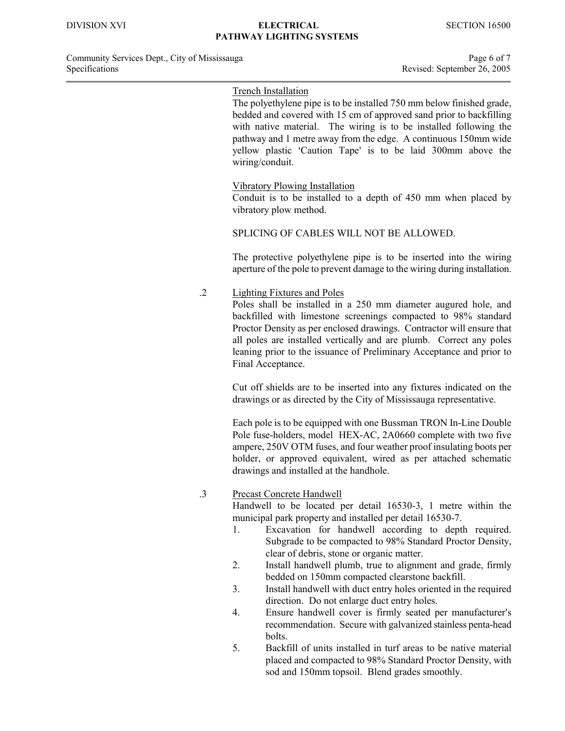Trench Installation

The polyethylene pipe is to be installed 750 mm below finished grade, bedded and covered with 15 cm of approved sand prior to backfilling with native material. The wiring is to be installed following the pathway and 1 metre away from the edge. A continuous 150mm wide yellow plastic 'Caution Tape' is to be laid 300mm above the wiring/conduit.

Vibratory Plowing Installation

Conduit is to be installed to a depth of 450 mm when placed by vibratory plow method.

SPLICING OF CABLES WILL NOT BE ALLOWED.

The protective polyethylene pipe is to be inserted into the wiring aperture of the pole to prevent damage to the wiring during installation.

.2 Lighting Fixtures and Poles

Poles shall be installed in a 250 mm diameter augured hole, and backfilled with limestone screenings compacted to 98% standard Proctor Density as per enclosed drawings. Contractor will ensure that all poles are installed vertically and are plumb. Correct any poles leaning prior to the issuance of Preliminary Acceptance and prior to Final Acceptance.

Cut off shields are to be inserted into any fixtures indicated on the drawings or as directed by the City of Mississauga representative.

Each pole is to be equipped with one Bussman TRON In-Line Double Pole fuse-holders, model HEX-AC, 2A0660 complete with two five ampere, 250V OTM fuses, and four weather proof insulating boots per holder, or approved equivalent, wired as per attached schematic drawings and installed at the handhole.

.3 Precast Concrete Handwell

Handwell to be located per detail 16530-3, 1 metre within the municipal park property and installed per detail 16530-7.

1. Excavation for handwell according to depth required. Subgrade to be compacted to 98% Standard Proctor Density, clear of debris, stone or organic matter.
2. Install handwell plumb, true to alignment and grade, firmly bedded on 150mm compacted clearstone backfill.
3. Install handwell with duct entry holes oriented in the required direction. Do not enlarge duct entry holes.
4. Ensure handwell cover is firmly seated per manufacturer's recommendation. Secure with galvanized stainless penta-head bolts.
5. Backfill of units installed in turf areas to be native material placed and compacted to 98% Standard Proctor Density, with sod and 150mm topsoil. Blend grades smoothly.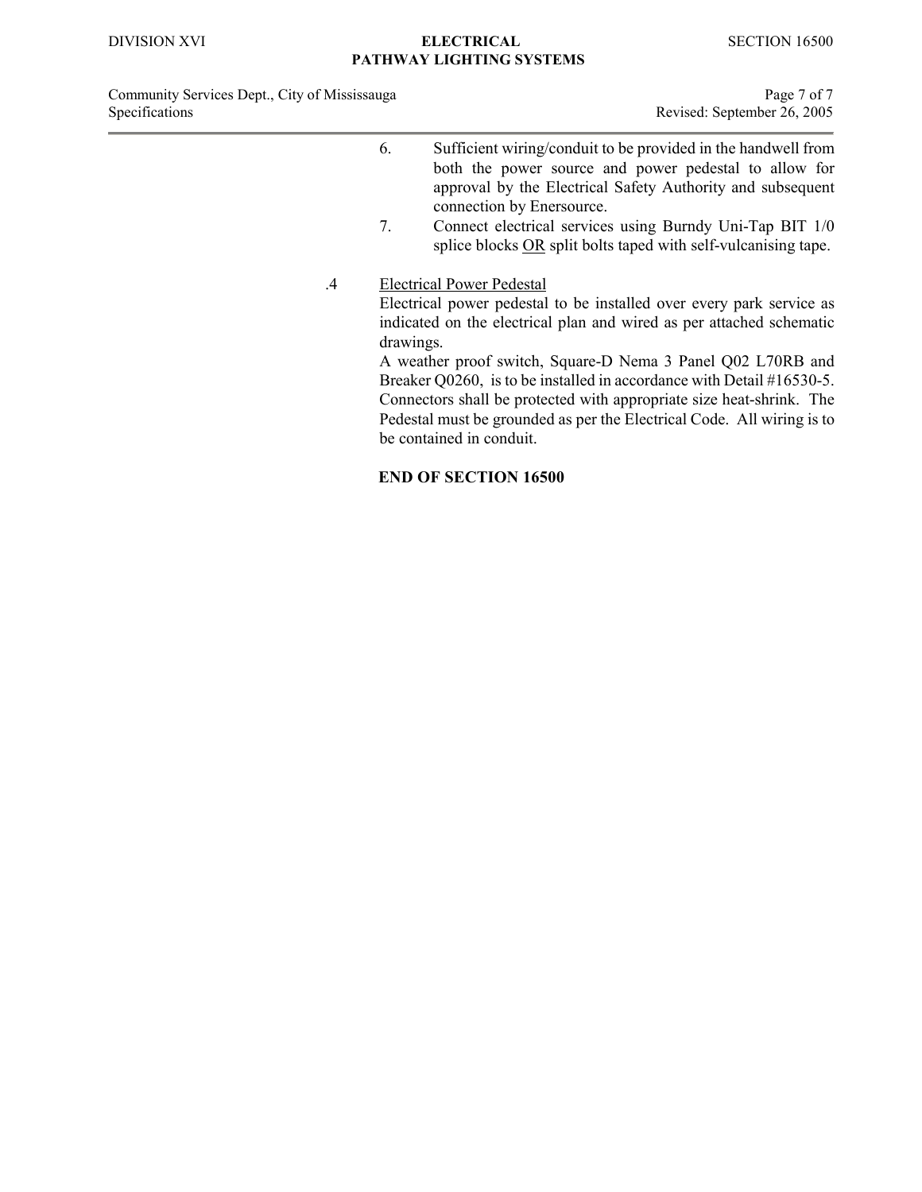6. Sufficient wiring/conduit to be provided in the handwell from both the power source and power pedestal to allow for approval by the Electrical Safety Authority and subsequent connection by Enersource.
7. Connect electrical services using Burndy Uni-Tap BIT 1/0 splice blocks <u>OR</u> split bolts taped with self-vulcanising tape.

.4 <u>Electrical Power Pedestal</u>

Electrical power pedestal to be installed over every park service as indicated on the electrical plan and wired as per attached schematic drawings.

A weather proof switch, Square-D Nema 3 Panel Q02 L70RB and Breaker Q0260, is to be installed in accordance with Detail #16530-5. Connectors shall be protected with appropriate size heat-shrink. The Pedestal must be grounded as per the Electrical Code. All wiring is to be contained in conduit.

**END OF SECTION 16500**